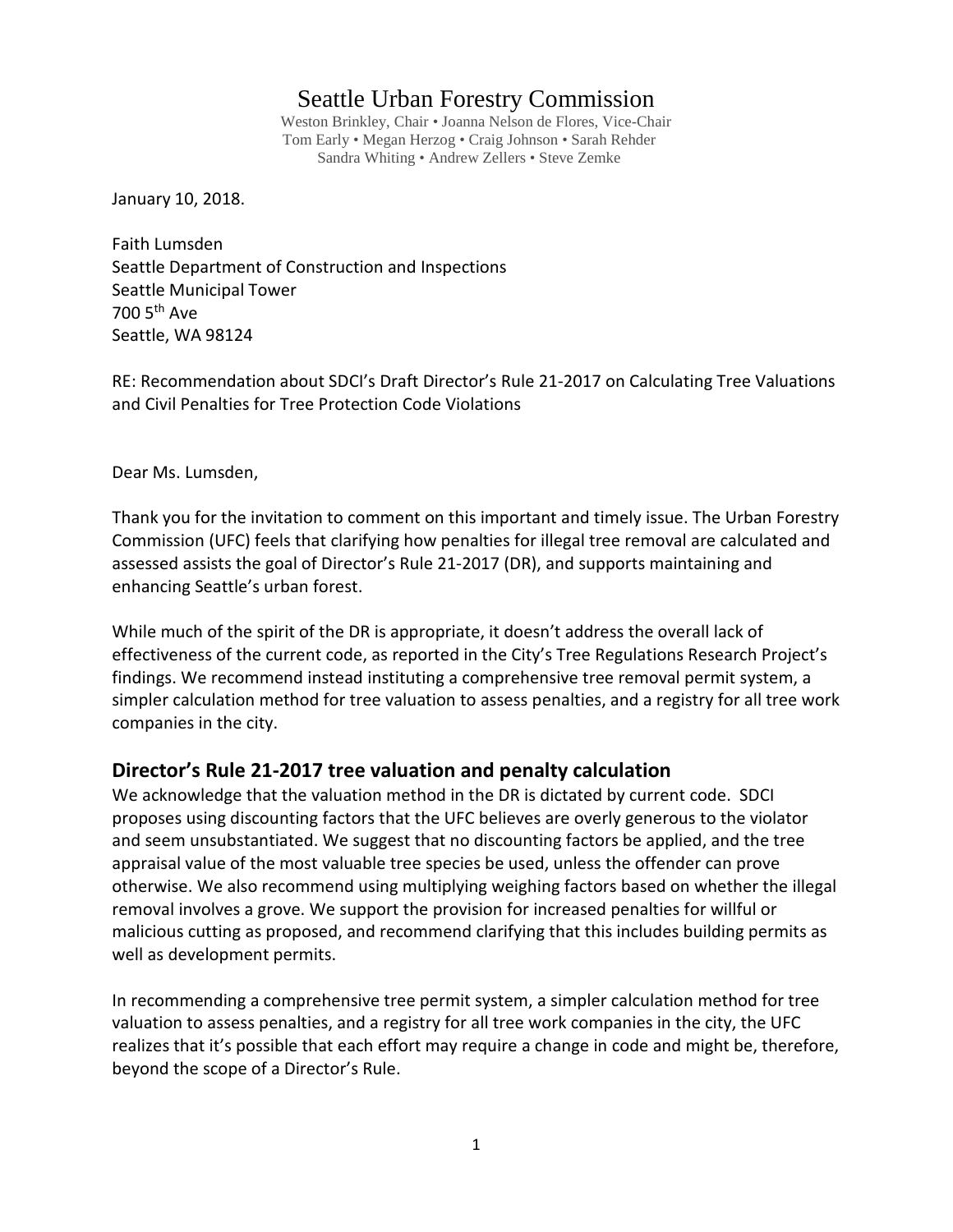# Seattle Urban Forestry Commission

Weston Brinkley, Chair • Joanna Nelson de Flores, Vice-Chair
Tom Early • Megan Herzog • Craig Johnson • Sarah Rehder
Sandra Whiting • Andrew Zellers • Steve Zemke

January 10, 2018.

Faith Lumsden
Seattle Department of Construction and Inspections
Seattle Municipal Tower
700 5th Ave
Seattle, WA 98124

RE: Recommendation about SDCI's Draft Director's Rule 21-2017 on Calculating Tree Valuations and Civil Penalties for Tree Protection Code Violations

Dear Ms. Lumsden,

Thank you for the invitation to comment on this important and timely issue. The Urban Forestry Commission (UFC) feels that clarifying how penalties for illegal tree removal are calculated and assessed assists the goal of Director's Rule 21-2017 (DR), and supports maintaining and enhancing Seattle's urban forest.

While much of the spirit of the DR is appropriate, it doesn't address the overall lack of effectiveness of the current code, as reported in the City's Tree Regulations Research Project's findings. We recommend instead instituting a comprehensive tree removal permit system, a simpler calculation method for tree valuation to assess penalties, and a registry for all tree work companies in the city.

## Director's Rule 21-2017 tree valuation and penalty calculation

We acknowledge that the valuation method in the DR is dictated by current code. SDCI proposes using discounting factors that the UFC believes are overly generous to the violator and seem unsubstantiated. We suggest that no discounting factors be applied, and the tree appraisal value of the most valuable tree species be used, unless the offender can prove otherwise. We also recommend using multiplying weighing factors based on whether the illegal removal involves a grove. We support the provision for increased penalties for willful or malicious cutting as proposed, and recommend clarifying that this includes building permits as well as development permits.

In recommending a comprehensive tree permit system, a simpler calculation method for tree valuation to assess penalties, and a registry for all tree work companies in the city, the UFC realizes that it's possible that each effort may require a change in code and might be, therefore, beyond the scope of a Director's Rule.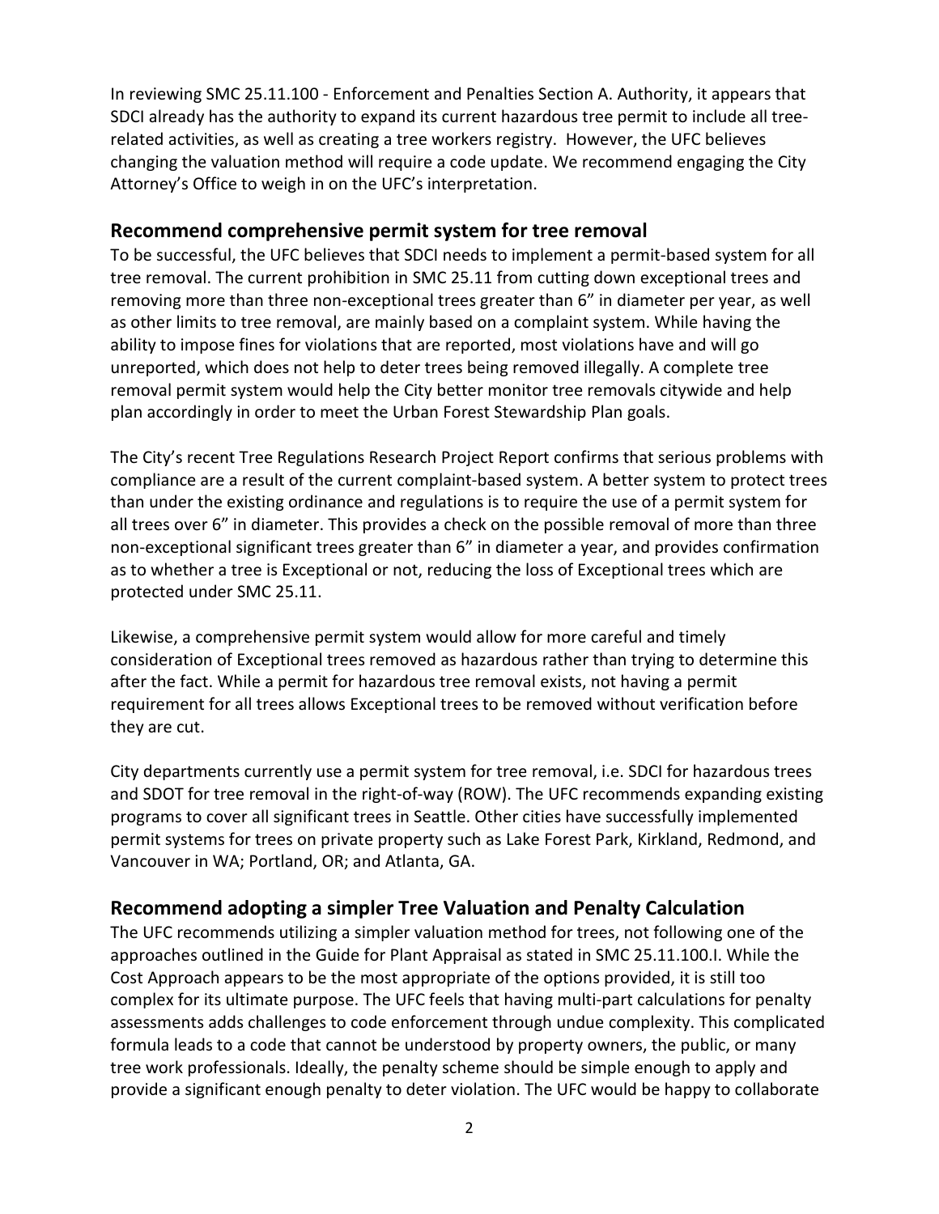In reviewing SMC 25.11.100 - Enforcement and Penalties Section A. Authority, it appears that SDCI already has the authority to expand its current hazardous tree permit to include all tree-related activities, as well as creating a tree workers registry. However, the UFC believes changing the valuation method will require a code update. We recommend engaging the City Attorney's Office to weigh in on the UFC's interpretation.

## Recommend comprehensive permit system for tree removal

To be successful, the UFC believes that SDCI needs to implement a permit-based system for all tree removal. The current prohibition in SMC 25.11 from cutting down exceptional trees and removing more than three non-exceptional trees greater than 6" in diameter per year, as well as other limits to tree removal, are mainly based on a complaint system. While having the ability to impose fines for violations that are reported, most violations have and will go unreported, which does not help to deter trees being removed illegally. A complete tree removal permit system would help the City better monitor tree removals citywide and help plan accordingly in order to meet the Urban Forest Stewardship Plan goals.

The City's recent Tree Regulations Research Project Report confirms that serious problems with compliance are a result of the current complaint-based system. A better system to protect trees than under the existing ordinance and regulations is to require the use of a permit system for all trees over 6" in diameter. This provides a check on the possible removal of more than three non-exceptional significant trees greater than 6" in diameter a year, and provides confirmation as to whether a tree is Exceptional or not, reducing the loss of Exceptional trees which are protected under SMC 25.11.

Likewise, a comprehensive permit system would allow for more careful and timely consideration of Exceptional trees removed as hazardous rather than trying to determine this after the fact. While a permit for hazardous tree removal exists, not having a permit requirement for all trees allows Exceptional trees to be removed without verification before they are cut.

City departments currently use a permit system for tree removal, i.e. SDCI for hazardous trees and SDOT for tree removal in the right-of-way (ROW). The UFC recommends expanding existing programs to cover all significant trees in Seattle. Other cities have successfully implemented permit systems for trees on private property such as Lake Forest Park, Kirkland, Redmond, and Vancouver in WA; Portland, OR; and Atlanta, GA.

## Recommend adopting a simpler Tree Valuation and Penalty Calculation

The UFC recommends utilizing a simpler valuation method for trees, not following one of the approaches outlined in the Guide for Plant Appraisal as stated in SMC 25.11.100.I. While the Cost Approach appears to be the most appropriate of the options provided, it is still too complex for its ultimate purpose. The UFC feels that having multi-part calculations for penalty assessments adds challenges to code enforcement through undue complexity. This complicated formula leads to a code that cannot be understood by property owners, the public, or many tree work professionals. Ideally, the penalty scheme should be simple enough to apply and provide a significant enough penalty to deter violation. The UFC would be happy to collaborate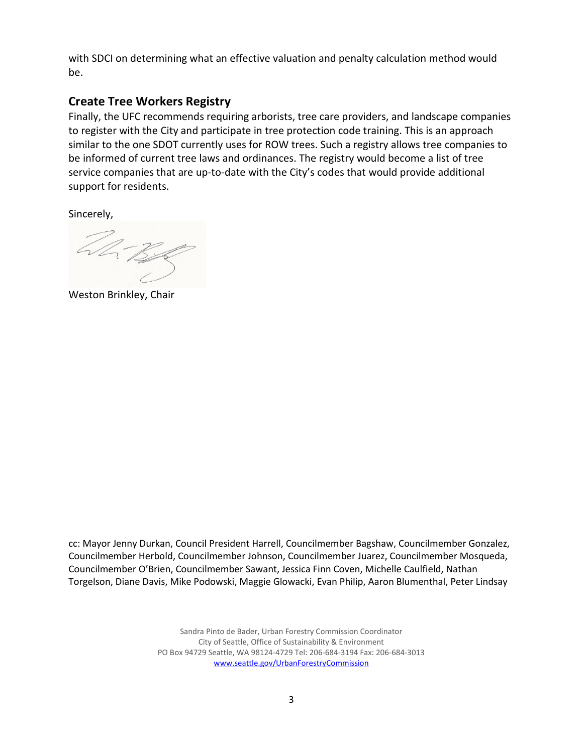with SDCI on determining what an effective valuation and penalty calculation method would be.

## Create Tree Workers Registry

Finally, the UFC recommends requiring arborists, tree care providers, and landscape companies to register with the City and participate in tree protection code training. This is an approach similar to the one SDOT currently uses for ROW trees. Such a registry allows tree companies to be informed of current tree laws and ordinances. The registry would become a list of tree service companies that are up-to-date with the City's codes that would provide additional support for residents.

Sincerely,

Weston Brinkley, Chair

cc: Mayor Jenny Durkan, Council President Harrell, Councilmember Bagshaw, Councilmember Gonzalez, Councilmember Herbold, Councilmember Johnson, Councilmember Juarez, Councilmember Mosqueda, Councilmember O'Brien, Councilmember Sawant, Jessica Finn Coven, Michelle Caulfield, Nathan Torgelson, Diane Davis, Mike Podowski, Maggie Glowacki, Evan Philip, Aaron Blumenthal, Peter Lindsay

Sandra Pinto de Bader, Urban Forestry Commission Coordinator
City of Seattle, Office of Sustainability & Environment
PO Box 94729 Seattle, WA 98124-4729 Tel: 206-684-3194 Fax: 206-684-3013
www.seattle.gov/UrbanForestryCommission